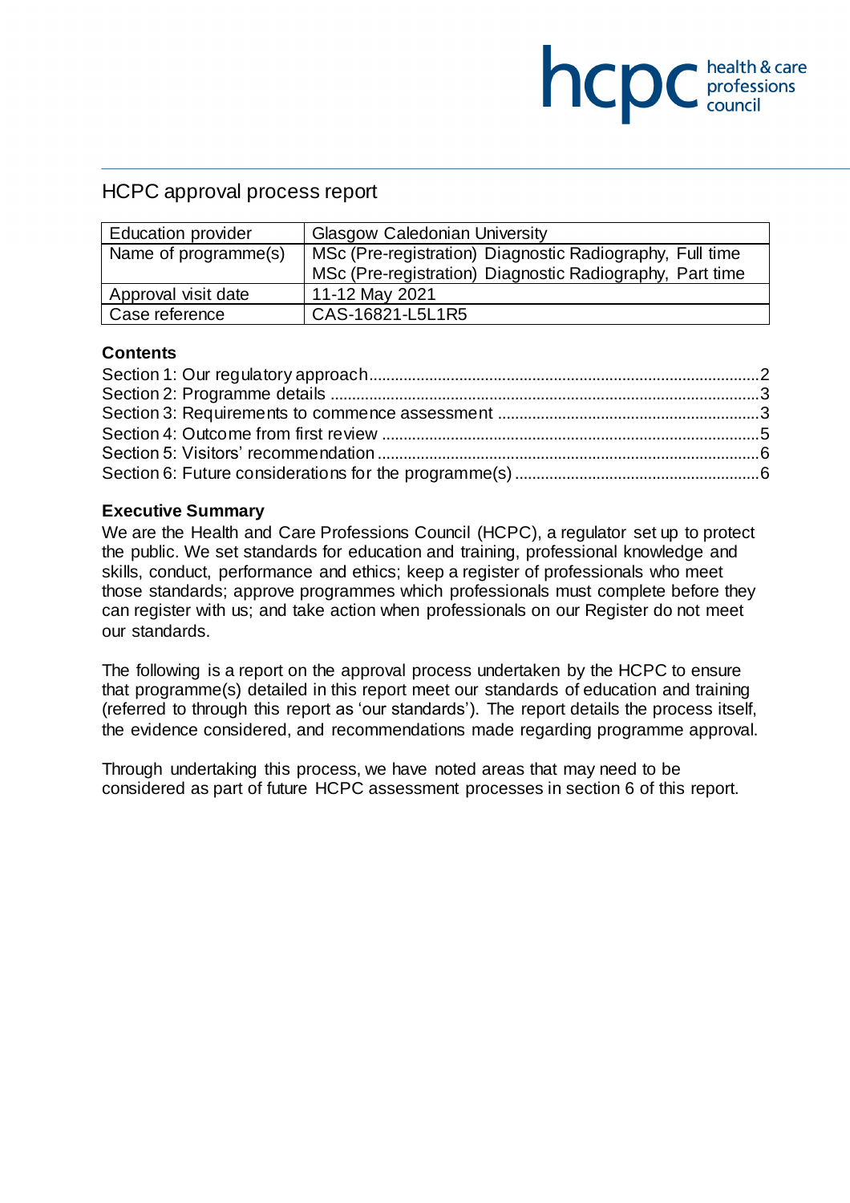# HCPC approval process report

| Education provider | Glasgow Caledonian University |
| --- | --- |
| Name of programme(s) | MSc (Pre-registration) Diagnostic Radiography, Full time<br>MSc (Pre-registration) Diagnostic Radiography, Part time |
| Approval visit date | 11-12 May 2021 |
| Case reference | CAS-16821-L5L1R5 |

## Contents

Section 1: Our regulatory approach....2
Section 2: Programme details....3
Section 3: Requirements to commence assessment....3
Section 4: Outcome from first review....5
Section 5: Visitors' recommendation....6
Section 6: Future considerations for the programme(s)....6

## Executive Summary

We are the Health and Care Professions Council (HCPC), a regulator set up to protect the public. We set standards for education and training, professional knowledge and skills, conduct, performance and ethics; keep a register of professionals who meet those standards; approve programmes which professionals must complete before they can register with us; and take action when professionals on our Register do not meet our standards.

The following is a report on the approval process undertaken by the HCPC to ensure that programme(s) detailed in this report meet our standards of education and training (referred to through this report as 'our standards'). The report details the process itself, the evidence considered, and recommendations made regarding programme approval.

Through undertaking this process, we have noted areas that may need to be considered as part of future HCPC assessment processes in section 6 of this report.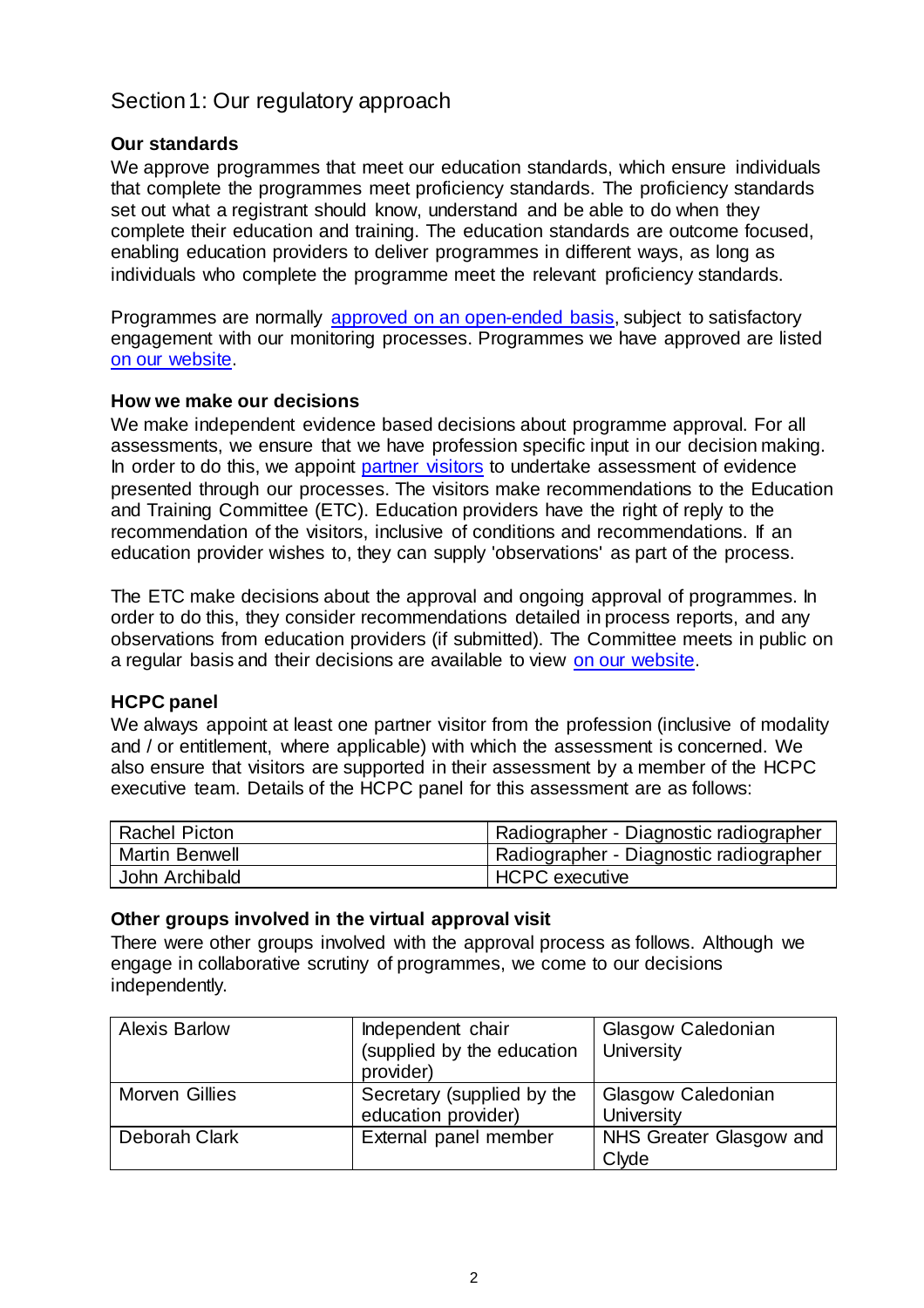## Section 1: Our regulatory approach

### Our standards

We approve programmes that meet our education standards, which ensure individuals that complete the programmes meet proficiency standards. The proficiency standards set out what a registrant should know, understand and be able to do when they complete their education and training. The education standards are outcome focused, enabling education providers to deliver programmes in different ways, as long as individuals who complete the programme meet the relevant proficiency standards.

Programmes are normally [approved on an open-ended basis](), subject to satisfactory engagement with our monitoring processes. Programmes we have approved are listed [on our website]().

### How we make our decisions

We make independent evidence based decisions about programme approval. For all assessments, we ensure that we have profession specific input in our decision making. In order to do this, we appoint [partner visitors]() to undertake assessment of evidence presented through our processes. The visitors make recommendations to the Education and Training Committee (ETC). Education providers have the right of reply to the recommendation of the visitors, inclusive of conditions and recommendations. If an education provider wishes to, they can supply 'observations' as part of the process.

The ETC make decisions about the approval and ongoing approval of programmes. In order to do this, they consider recommendations detailed in process reports, and any observations from education providers (if submitted). The Committee meets in public on a regular basis and their decisions are available to view [on our website]().

### HCPC panel

We always appoint at least one partner visitor from the profession (inclusive of modality and / or entitlement, where applicable) with which the assessment is concerned. We also ensure that visitors are supported in their assessment by a member of the HCPC executive team. Details of the HCPC panel for this assessment are as follows:

| | |
|---|---|
| Rachel Picton | Radiographer - Diagnostic radiographer |
| Martin Benwell | Radiographer - Diagnostic radiographer |
| John Archibald | HCPC executive |

### Other groups involved in the virtual approval visit

There were other groups involved with the approval process as follows. Although we engage in collaborative scrutiny of programmes, we come to our decisions independently.

| | | |
|---|---|---|
| Alexis Barlow | Independent chair (supplied by the education provider) | Glasgow Caledonian University |
| Morven Gillies | Secretary (supplied by the education provider) | Glasgow Caledonian University |
| Deborah Clark | External panel member | NHS Greater Glasgow and Clyde |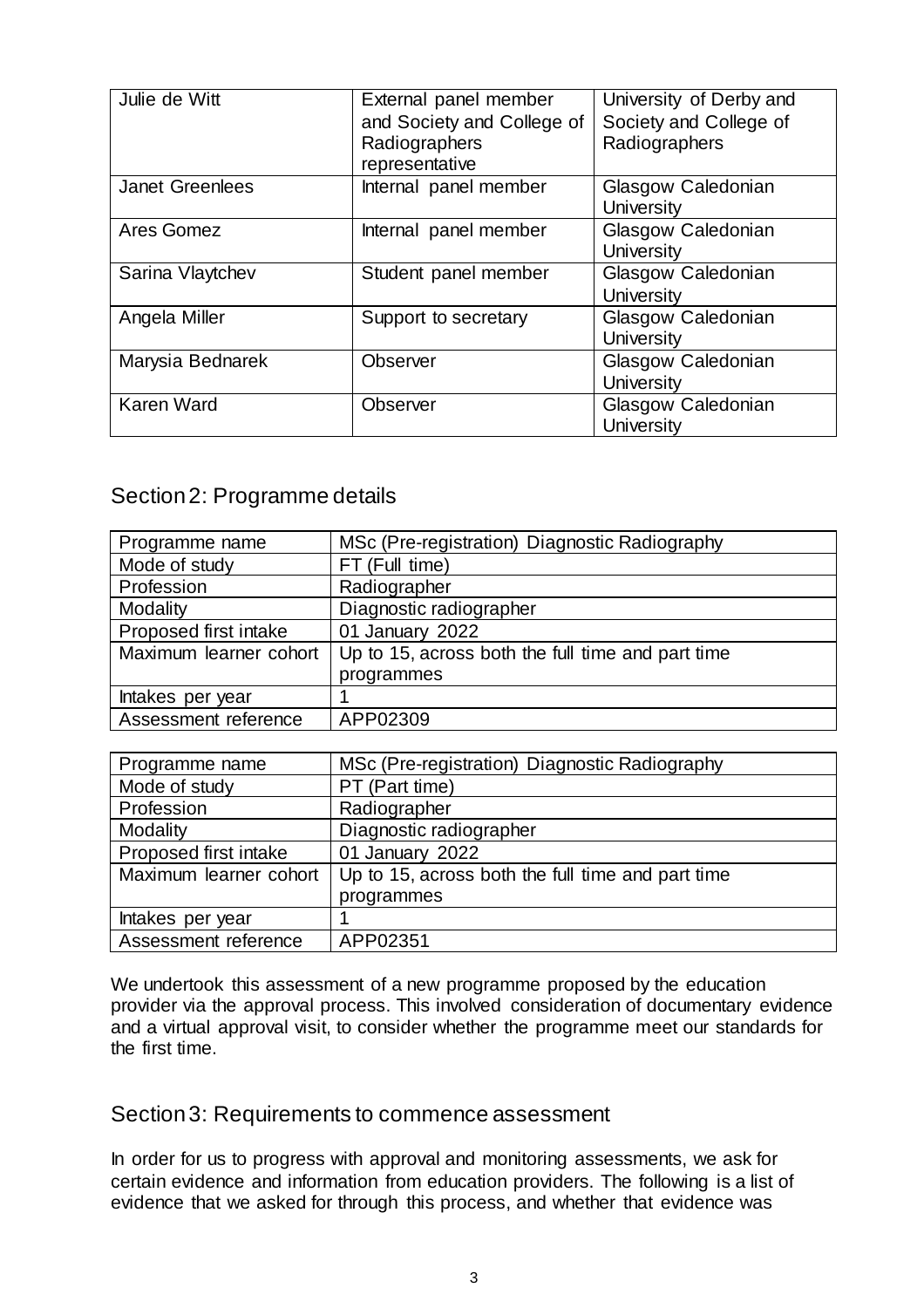| Julie de Witt | External panel member and Society and College of Radiographers representative | University of Derby and Society and College of Radiographers |
| --- | --- | --- |
| Janet Greenlees | Internal panel member | Glasgow Caledonian University |
| Ares Gomez | Internal panel member | Glasgow Caledonian University |
| Sarina Vlaytchev | Student panel member | Glasgow Caledonian University |
| Angela Miller | Support to secretary | Glasgow Caledonian University |
| Marysia Bednarek | Observer | Glasgow Caledonian University |
| Karen Ward | Observer | Glasgow Caledonian University |

## Section 2: Programme details

| Programme name | MSc (Pre-registration) Diagnostic Radiography |
| --- | --- |
| Mode of study | FT (Full time) |
| Profession | Radiographer |
| Modality | Diagnostic radiographer |
| Proposed first intake | 01 January 2022 |
| Maximum learner cohort | Up to 15, across both the full time and part time programmes |
| Intakes per year | 1 |
| Assessment reference | APP02309 |

| Programme name | MSc (Pre-registration) Diagnostic Radiography |
| --- | --- |
| Mode of study | PT (Part time) |
| Profession | Radiographer |
| Modality | Diagnostic radiographer |
| Proposed first intake | 01 January 2022 |
| Maximum learner cohort | Up to 15, across both the full time and part time programmes |
| Intakes per year | 1 |
| Assessment reference | APP02351 |

We undertook this assessment of a new programme proposed by the education provider via the approval process. This involved consideration of documentary evidence and a virtual approval visit, to consider whether the programme meet our standards for the first time.

## Section 3: Requirements to commence assessment

In order for us to progress with approval and monitoring assessments, we ask for certain evidence and information from education providers. The following is a list of evidence that we asked for through this process, and whether that evidence was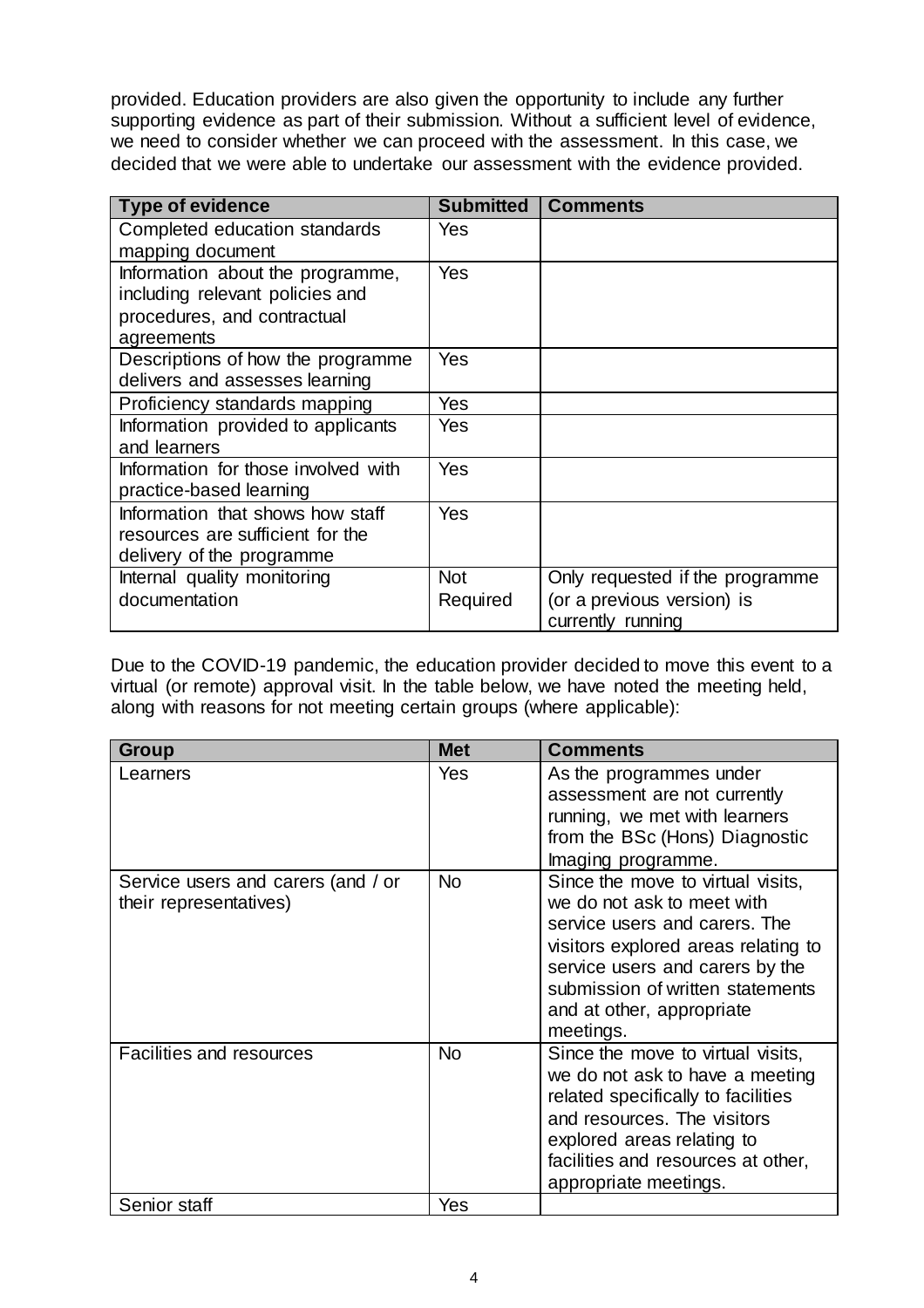provided. Education providers are also given the opportunity to include any further supporting evidence as part of their submission. Without a sufficient level of evidence, we need to consider whether we can proceed with the assessment. In this case, we decided that we were able to undertake our assessment with the evidence provided.

| Type of evidence | Submitted | Comments |
| --- | --- | --- |
| Completed education standards mapping document | Yes | |
| Information about the programme, including relevant policies and procedures, and contractual agreements | Yes | |
| Descriptions of how the programme delivers and assesses learning | Yes | |
| Proficiency standards mapping | Yes | |
| Information provided to applicants and learners | Yes | |
| Information for those involved with practice-based learning | Yes | |
| Information that shows how staff resources are sufficient for the delivery of the programme | Yes | |
| Internal quality monitoring documentation | Not Required | Only requested if the programme (or a previous version) is currently running |

Due to the COVID-19 pandemic, the education provider decided to move this event to a virtual (or remote) approval visit. In the table below, we have noted the meeting held, along with reasons for not meeting certain groups (where applicable):

| Group | Met | Comments |
| --- | --- | --- |
| Learners | Yes | As the programmes under assessment are not currently running, we met with learners from the BSc (Hons) Diagnostic Imaging programme. |
| Service users and carers (and / or their representatives) | No | Since the move to virtual visits, we do not ask to meet with service users and carers. The visitors explored areas relating to service users and carers by the submission of written statements and at other, appropriate meetings. |
| Facilities and resources | No | Since the move to virtual visits, we do not ask to have a meeting related specifically to facilities and resources. The visitors explored areas relating to facilities and resources at other, appropriate meetings. |
| Senior staff | Yes | |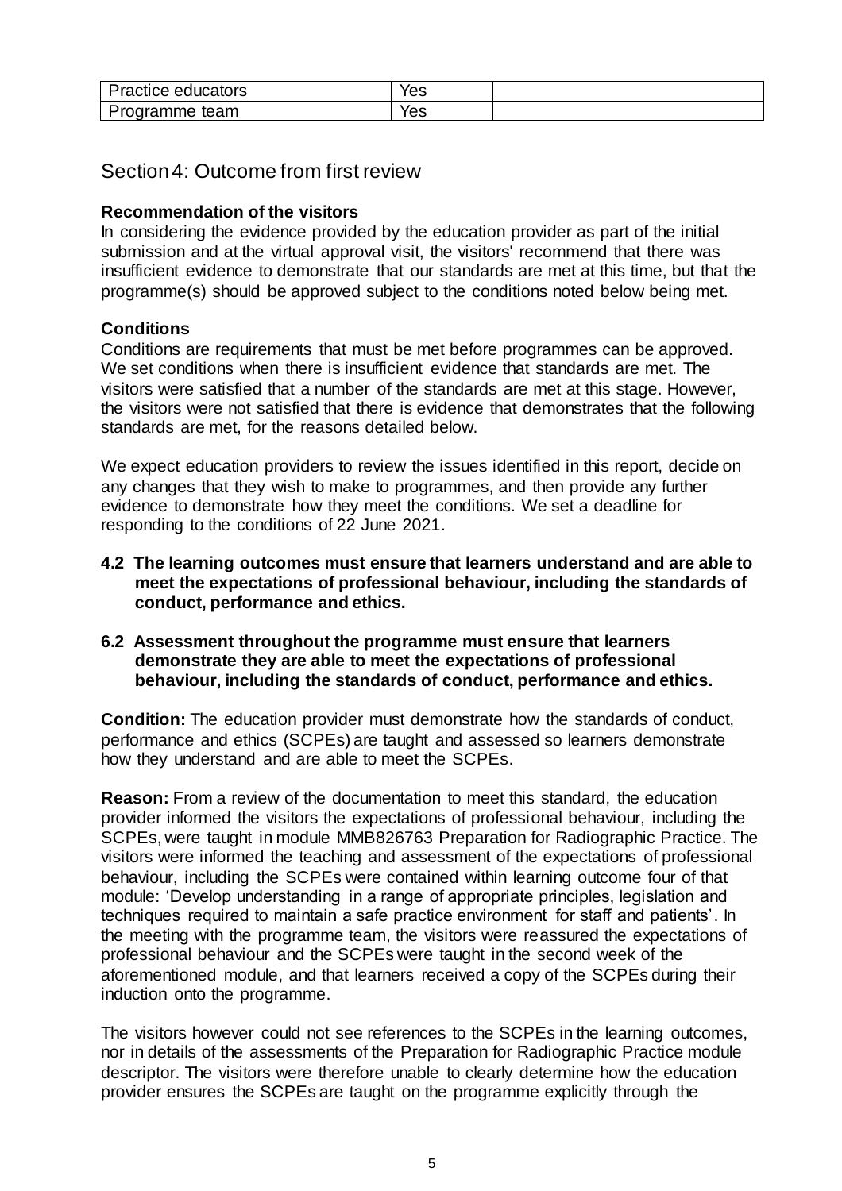| Practice educators | Yes | |
| --- | --- | --- |
| Programme team | Yes | |

## Section 4: Outcome from first review

**Recommendation of the visitors**

In considering the evidence provided by the education provider as part of the initial submission and at the virtual approval visit, the visitors' recommend that there was insufficient evidence to demonstrate that our standards are met at this time, but that the programme(s) should be approved subject to the conditions noted below being met.

**Conditions**

Conditions are requirements that must be met before programmes can be approved. We set conditions when there is insufficient evidence that standards are met. The visitors were satisfied that a number of the standards are met at this stage. However, the visitors were not satisfied that there is evidence that demonstrates that the following standards are met, for the reasons detailed below.

We expect education providers to review the issues identified in this report, decide on any changes that they wish to make to programmes, and then provide any further evidence to demonstrate how they meet the conditions. We set a deadline for responding to the conditions of 22 June 2021.

**4.2 The learning outcomes must ensure that learners understand and are able to meet the expectations of professional behaviour, including the standards of conduct, performance and ethics.**

**6.2 Assessment throughout the programme must ensure that learners demonstrate they are able to meet the expectations of professional behaviour, including the standards of conduct, performance and ethics.**

**Condition:** The education provider must demonstrate how the standards of conduct, performance and ethics (SCPEs) are taught and assessed so learners demonstrate how they understand and are able to meet the SCPEs.

**Reason:** From a review of the documentation to meet this standard, the education provider informed the visitors the expectations of professional behaviour, including the SCPEs, were taught in module MMB826763 Preparation for Radiographic Practice. The visitors were informed the teaching and assessment of the expectations of professional behaviour, including the SCPEs were contained within learning outcome four of that module: 'Develop understanding in a range of appropriate principles, legislation and techniques required to maintain a safe practice environment for staff and patients'. In the meeting with the programme team, the visitors were reassured the expectations of professional behaviour and the SCPEs were taught in the second week of the aforementioned module, and that learners received a copy of the SCPEs during their induction onto the programme.

The visitors however could not see references to the SCPEs in the learning outcomes, nor in details of the assessments of the Preparation for Radiographic Practice module descriptor. The visitors were therefore unable to clearly determine how the education provider ensures the SCPEs are taught on the programme explicitly through the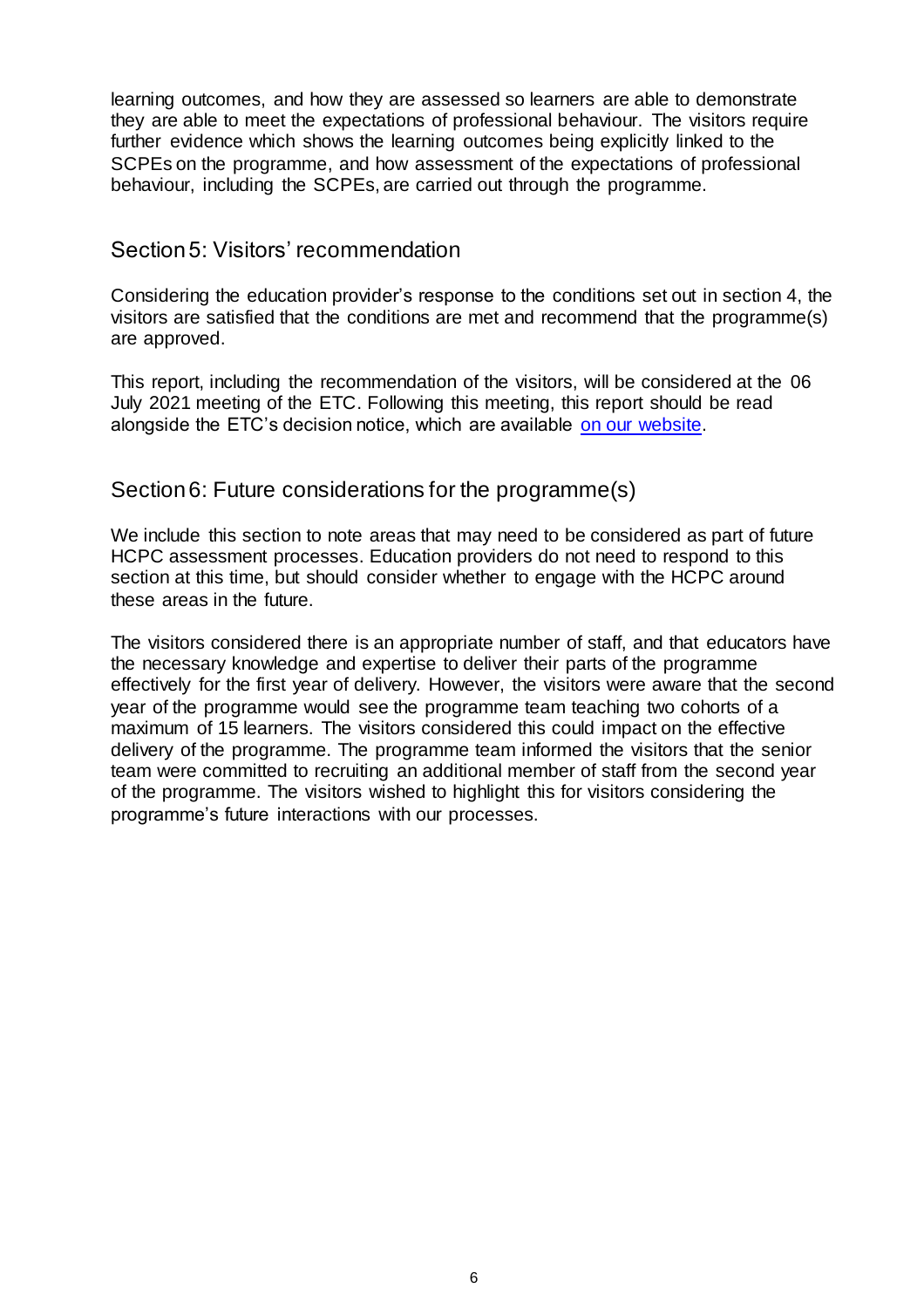learning outcomes, and how they are assessed so learners are able to demonstrate they are able to meet the expectations of professional behaviour. The visitors require further evidence which shows the learning outcomes being explicitly linked to the SCPEs on the programme, and how assessment of the expectations of professional behaviour, including the SCPEs, are carried out through the programme.

## Section 5: Visitors' recommendation

Considering the education provider's response to the conditions set out in section 4, the visitors are satisfied that the conditions are met and recommend that the programme(s) are approved.

This report, including the recommendation of the visitors, will be considered at the 06 July 2021 meeting of the ETC. Following this meeting, this report should be read alongside the ETC's decision notice, which are available on our website.

## Section 6: Future considerations for the programme(s)

We include this section to note areas that may need to be considered as part of future HCPC assessment processes. Education providers do not need to respond to this section at this time, but should consider whether to engage with the HCPC around these areas in the future.

The visitors considered there is an appropriate number of staff, and that educators have the necessary knowledge and expertise to deliver their parts of the programme effectively for the first year of delivery. However, the visitors were aware that the second year of the programme would see the programme team teaching two cohorts of a maximum of 15 learners. The visitors considered this could impact on the effective delivery of the programme. The programme team informed the visitors that the senior team were committed to recruiting an additional member of staff from the second year of the programme. The visitors wished to highlight this for visitors considering the programme's future interactions with our processes.